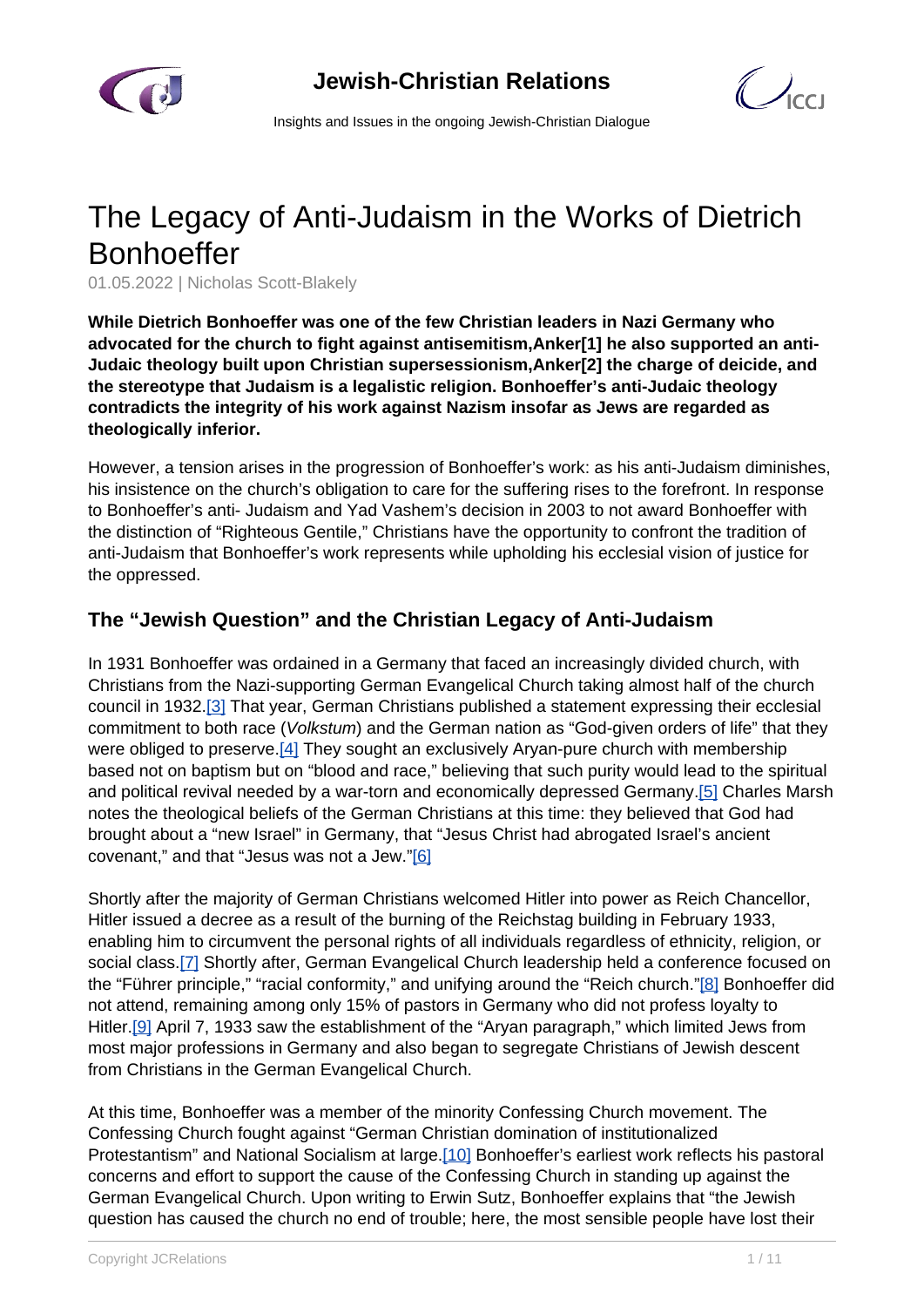# The Legacy of Anti-Judaism in the Works of Dietrich Bonhoeffer

01.05.2022 | Nicholas Scott-Blakely

**While Dietrich Bonhoeffer was one of the few Christian leaders in Nazi Germany who advocated for the church to fight against antisemitism,Anker[1] he also supported an anti-Judaic theology built upon Christian supersessionism,Anker[2] the charge of deicide, and the stereotype that Judaism is a legalistic religion. Bonhoeffer's anti-Judaic theology contradicts the integrity of his work against Nazism insofar as Jews are regarded as theologically inferior.**

However, a tension arises in the progression of Bonhoeffer's work: as his anti-Judaism diminishes, his insistence on the church's obligation to care for the suffering rises to the forefront. In response to Bonhoeffer's anti- Judaism and Yad Vashem's decision in 2003 to not award Bonhoeffer with the distinction of "Righteous Gentile," Christians have the opportunity to confront the tradition of anti-Judaism that Bonhoeffer's work represents while upholding his ecclesial vision of justice for the oppressed.

## The "Jewish Question" and the Christian Legacy of Anti-Judaism

In 1931 Bonhoeffer was ordained in a Germany that faced an increasingly divided church, with Christians from the Nazi-supporting German Evangelical Church taking almost half of the church council in 1932.[3] That year, German Christians published a statement expressing their ecclesial commitment to both race (*Volkstum*) and the German nation as "God-given orders of life" that they were obliged to preserve.[4] They sought an exclusively Aryan-pure church with membership based not on baptism but on "blood and race," believing that such purity would lead to the spiritual and political revival needed by a war-torn and economically depressed Germany.[5] Charles Marsh notes the theological beliefs of the German Christians at this time: they believed that God had brought about a "new Israel" in Germany, that "Jesus Christ had abrogated Israel's ancient covenant," and that "Jesus was not a Jew."[6]

Shortly after the majority of German Christians welcomed Hitler into power as Reich Chancellor, Hitler issued a decree as a result of the burning of the Reichstag building in February 1933, enabling him to circumvent the personal rights of all individuals regardless of ethnicity, religion, or social class.[7] Shortly after, German Evangelical Church leadership held a conference focused on the "Führer principle," "racial conformity," and unifying around the "Reich church."[8] Bonhoeffer did not attend, remaining among only 15% of pastors in Germany who did not profess loyalty to Hitler.[9] April 7, 1933 saw the establishment of the "Aryan paragraph," which limited Jews from most major professions in Germany and also began to segregate Christians of Jewish descent from Christians in the German Evangelical Church.

At this time, Bonhoeffer was a member of the minority Confessing Church movement. The Confessing Church fought against "German Christian domination of institutionalized Protestantism" and National Socialism at large.[10] Bonhoeffer's earliest work reflects his pastoral concerns and effort to support the cause of the Confessing Church in standing up against the German Evangelical Church. Upon writing to Erwin Sutz, Bonhoeffer explains that "the Jewish question has caused the church no end of trouble; here, the most sensible people have lost their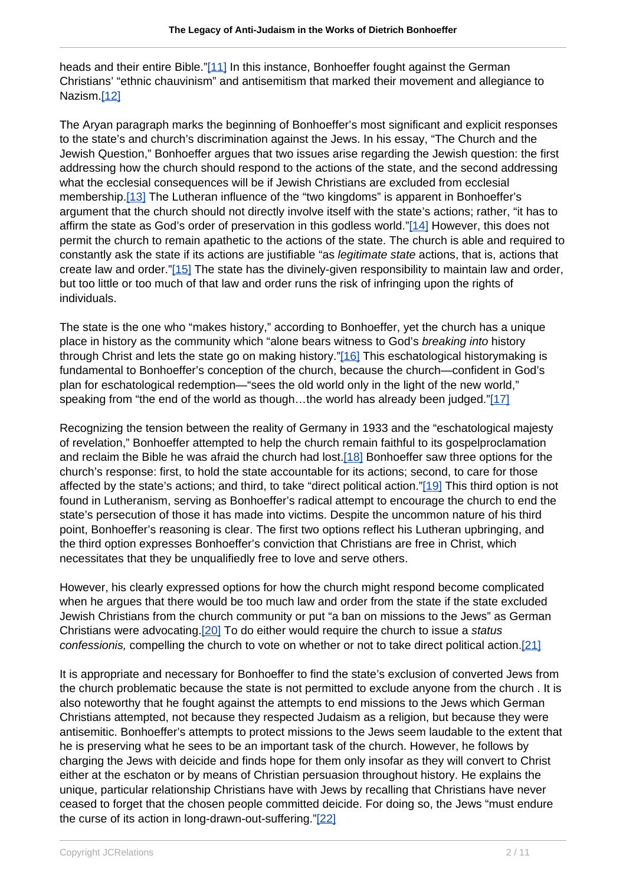heads and their entire Bible."[11] In this instance, Bonhoeffer fought against the German Christians' "ethnic chauvinism" and antisemitism that marked their movement and allegiance to Nazism.[12]

The Aryan paragraph marks the beginning of Bonhoeffer's most significant and explicit responses to the state's and church's discrimination against the Jews. In his essay, "The Church and the Jewish Question," Bonhoeffer argues that two issues arise regarding the Jewish question: the first addressing how the church should respond to the actions of the state, and the second addressing what the ecclesial consequences will be if Jewish Christians are excluded from ecclesial membership.[13] The Lutheran influence of the "two kingdoms" is apparent in Bonhoeffer's argument that the church should not directly involve itself with the state's actions; rather, "it has to affirm the state as God's order of preservation in this godless world."[14] However, this does not permit the church to remain apathetic to the actions of the state. The church is able and required to constantly ask the state if its actions are justifiable "as *legitimate state* actions, that is, actions that create law and order."[15] The state has the divinely-given responsibility to maintain law and order, but too little or too much of that law and order runs the risk of infringing upon the rights of individuals.

The state is the one who "makes history," according to Bonhoeffer, yet the church has a unique place in history as the community which "alone bears witness to God's *breaking into* history through Christ and lets the state go on making history."[16] This eschatological historymaking is fundamental to Bonhoeffer's conception of the church, because the church—confident in God's plan for eschatological redemption—"sees the old world only in the light of the new world," speaking from "the end of the world as though…the world has already been judged."[17]

Recognizing the tension between the reality of Germany in 1933 and the "eschatological majesty of revelation," Bonhoeffer attempted to help the church remain faithful to its gospelproclamation and reclaim the Bible he was afraid the church had lost.[18] Bonhoeffer saw three options for the church's response: first, to hold the state accountable for its actions; second, to care for those affected by the state's actions; and third, to take "direct political action."[19] This third option is not found in Lutheranism, serving as Bonhoeffer's radical attempt to encourage the church to end the state's persecution of those it has made into victims. Despite the uncommon nature of his third point, Bonhoeffer's reasoning is clear. The first two options reflect his Lutheran upbringing, and the third option expresses Bonhoeffer's conviction that Christians are free in Christ, which necessitates that they be unqualifiedly free to love and serve others.

However, his clearly expressed options for how the church might respond become complicated when he argues that there would be too much law and order from the state if the state excluded Jewish Christians from the church community or put "a ban on missions to the Jews" as German Christians were advocating.[20] To do either would require the church to issue a *status confessionis,* compelling the church to vote on whether or not to take direct political action.[21]

It is appropriate and necessary for Bonhoeffer to find the state's exclusion of converted Jews from the church problematic because the state is not permitted to exclude anyone from the church . It is also noteworthy that he fought against the attempts to end missions to the Jews which German Christians attempted, not because they respected Judaism as a religion, but because they were antisemitic. Bonhoeffer's attempts to protect missions to the Jews seem laudable to the extent that he is preserving what he sees to be an important task of the church. However, he follows by charging the Jews with deicide and finds hope for them only insofar as they will convert to Christ either at the eschaton or by means of Christian persuasion throughout history. He explains the unique, particular relationship Christians have with Jews by recalling that Christians have never ceased to forget that the chosen people committed deicide. For doing so, the Jews "must endure the curse of its action in long-drawn-out-suffering."[22]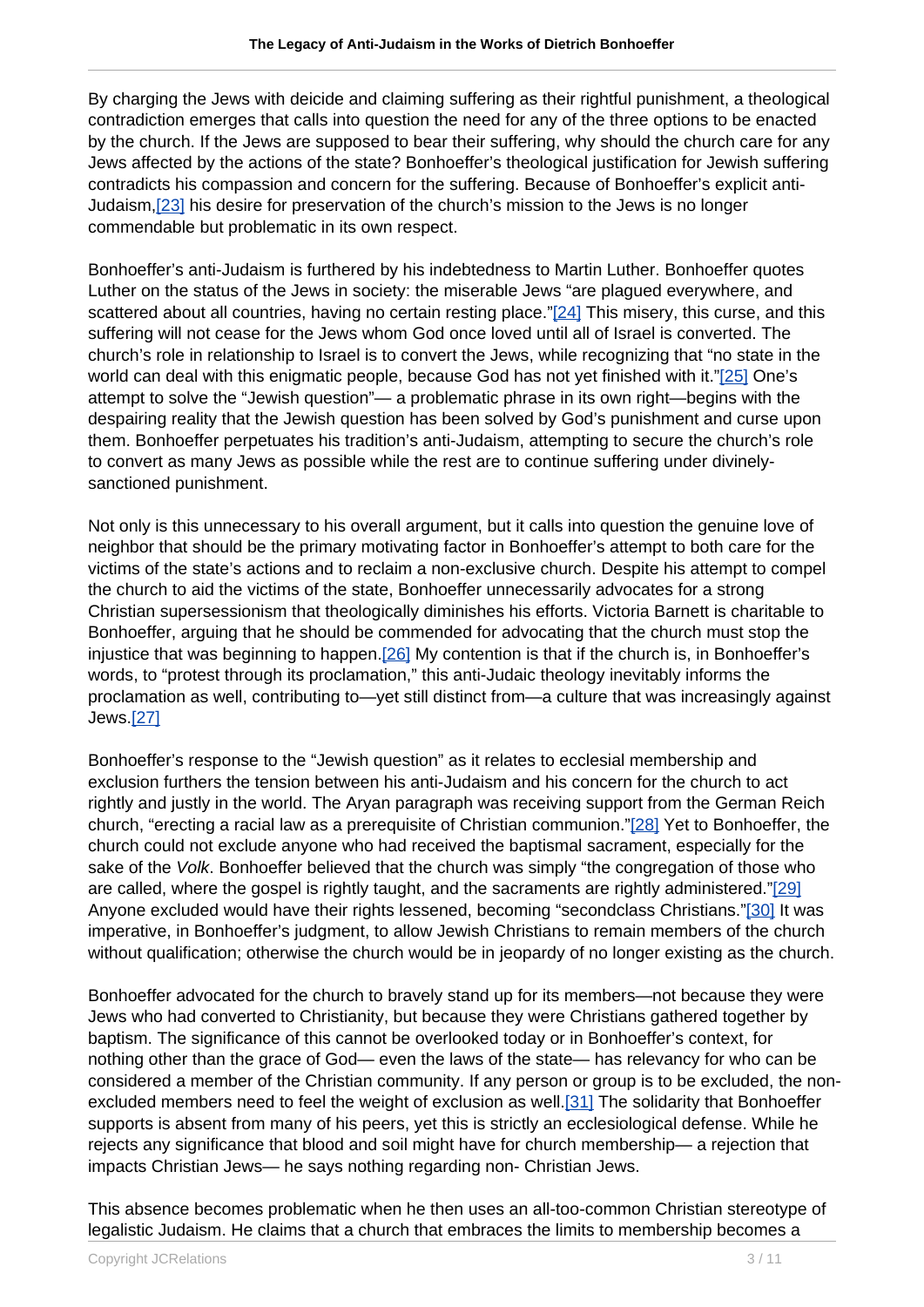By charging the Jews with deicide and claiming suffering as their rightful punishment, a theological contradiction emerges that calls into question the need for any of the three options to be enacted by the church. If the Jews are supposed to bear their suffering, why should the church care for any Jews affected by the actions of the state? Bonhoeffer's theological justification for Jewish suffering contradicts his compassion and concern for the suffering. Because of Bonhoeffer's explicit anti-Judaism,[23] his desire for preservation of the church's mission to the Jews is no longer commendable but problematic in its own respect.

Bonhoeffer's anti-Judaism is furthered by his indebtedness to Martin Luther. Bonhoeffer quotes Luther on the status of the Jews in society: the miserable Jews "are plagued everywhere, and scattered about all countries, having no certain resting place."[24] This misery, this curse, and this suffering will not cease for the Jews whom God once loved until all of Israel is converted. The church's role in relationship to Israel is to convert the Jews, while recognizing that "no state in the world can deal with this enigmatic people, because God has not yet finished with it."[25] One's attempt to solve the "Jewish question"— a problematic phrase in its own right—begins with the despairing reality that the Jewish question has been solved by God's punishment and curse upon them. Bonhoeffer perpetuates his tradition's anti-Judaism, attempting to secure the church's role to convert as many Jews as possible while the rest are to continue suffering under divinely-sanctioned punishment.

Not only is this unnecessary to his overall argument, but it calls into question the genuine love of neighbor that should be the primary motivating factor in Bonhoeffer's attempt to both care for the victims of the state's actions and to reclaim a non-exclusive church. Despite his attempt to compel the church to aid the victims of the state, Bonhoeffer unnecessarily advocates for a strong Christian supersessionism that theologically diminishes his efforts. Victoria Barnett is charitable to Bonhoeffer, arguing that he should be commended for advocating that the church must stop the injustice that was beginning to happen.[26] My contention is that if the church is, in Bonhoeffer's words, to "protest through its proclamation," this anti-Judaic theology inevitably informs the proclamation as well, contributing to—yet still distinct from—a culture that was increasingly against Jews.[27]

Bonhoeffer's response to the "Jewish question" as it relates to ecclesial membership and exclusion furthers the tension between his anti-Judaism and his concern for the church to act rightly and justly in the world. The Aryan paragraph was receiving support from the German Reich church, "erecting a racial law as a prerequisite of Christian communion."[28] Yet to Bonhoeffer, the church could not exclude anyone who had received the baptismal sacrament, especially for the sake of the *Volk*. Bonhoeffer believed that the church was simply "the congregation of those who are called, where the gospel is rightly taught, and the sacraments are rightly administered."[29] Anyone excluded would have their rights lessened, becoming "secondclass Christians."[30] It was imperative, in Bonhoeffer's judgment, to allow Jewish Christians to remain members of the church without qualification; otherwise the church would be in jeopardy of no longer existing as the church.

Bonhoeffer advocated for the church to bravely stand up for its members—not because they were Jews who had converted to Christianity, but because they were Christians gathered together by baptism. The significance of this cannot be overlooked today or in Bonhoeffer's context, for nothing other than the grace of God— even the laws of the state— has relevancy for who can be considered a member of the Christian community. If any person or group is to be excluded, the non-excluded members need to feel the weight of exclusion as well.[31] The solidarity that Bonhoeffer supports is absent from many of his peers, yet this is strictly an ecclesiological defense. While he rejects any significance that blood and soil might have for church membership— a rejection that impacts Christian Jews— he says nothing regarding non- Christian Jews.

This absence becomes problematic when he then uses an all-too-common Christian stereotype of legalistic Judaism. He claims that a church that embraces the limits to membership becomes a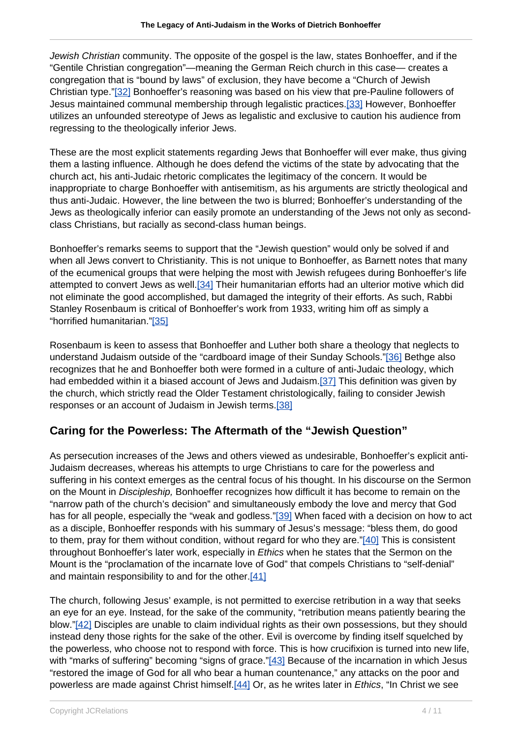*Jewish Christian* community. The opposite of the gospel is the law, states Bonhoeffer, and if the "Gentile Christian congregation"—meaning the German Reich church in this case— creates a congregation that is "bound by laws" of exclusion, they have become a "Church of Jewish Christian type."[32] Bonhoeffer's reasoning was based on his view that pre-Pauline followers of Jesus maintained communal membership through legalistic practices.[33] However, Bonhoeffer utilizes an unfounded stereotype of Jews as legalistic and exclusive to caution his audience from regressing to the theologically inferior Jews.

These are the most explicit statements regarding Jews that Bonhoeffer will ever make, thus giving them a lasting influence. Although he does defend the victims of the state by advocating that the church act, his anti-Judaic rhetoric complicates the legitimacy of the concern. It would be inappropriate to charge Bonhoeffer with antisemitism, as his arguments are strictly theological and thus anti-Judaic. However, the line between the two is blurred; Bonhoeffer's understanding of the Jews as theologically inferior can easily promote an understanding of the Jews not only as second-class Christians, but racially as second-class human beings.

Bonhoeffer's remarks seems to support that the "Jewish question" would only be solved if and when all Jews convert to Christianity. This is not unique to Bonhoeffer, as Barnett notes that many of the ecumenical groups that were helping the most with Jewish refugees during Bonhoeffer's life attempted to convert Jews as well.[34] Their humanitarian efforts had an ulterior motive which did not eliminate the good accomplished, but damaged the integrity of their efforts. As such, Rabbi Stanley Rosenbaum is critical of Bonhoeffer's work from 1933, writing him off as simply a "horrified humanitarian."[35]

Rosenbaum is keen to assess that Bonhoeffer and Luther both share a theology that neglects to understand Judaism outside of the "cardboard image of their Sunday Schools."[36] Bethge also recognizes that he and Bonhoeffer both were formed in a culture of anti-Judaic theology, which had embedded within it a biased account of Jews and Judaism.[37] This definition was given by the church, which strictly read the Older Testament christologically, failing to consider Jewish responses or an account of Judaism in Jewish terms.[38]

## Caring for the Powerless: The Aftermath of the "Jewish Question"

As persecution increases of the Jews and others viewed as undesirable, Bonhoeffer's explicit anti-Judaism decreases, whereas his attempts to urge Christians to care for the powerless and suffering in his context emerges as the central focus of his thought. In his discourse on the Sermon on the Mount in *Discipleship,* Bonhoeffer recognizes how difficult it has become to remain on the "narrow path of the church's decision" and simultaneously embody the love and mercy that God has for all people, especially the "weak and godless."[39] When faced with a decision on how to act as a disciple, Bonhoeffer responds with his summary of Jesus's message: "bless them, do good to them, pray for them without condition, without regard for who they are."[40] This is consistent throughout Bonhoeffer's later work, especially in *Ethics* when he states that the Sermon on the Mount is the "proclamation of the incarnate love of God" that compels Christians to "self-denial" and maintain responsibility to and for the other.[41]

The church, following Jesus' example, is not permitted to exercise retribution in a way that seeks an eye for an eye. Instead, for the sake of the community, "retribution means patiently bearing the blow."[42] Disciples are unable to claim individual rights as their own possessions, but they should instead deny those rights for the sake of the other. Evil is overcome by finding itself squelched by the powerless, who choose not to respond with force. This is how crucifixion is turned into new life, with "marks of suffering" becoming "signs of grace."[43] Because of the incarnation in which Jesus "restored the image of God for all who bear a human countenance," any attacks on the poor and powerless are made against Christ himself.[44] Or, as he writes later in *Ethics*, "In Christ we see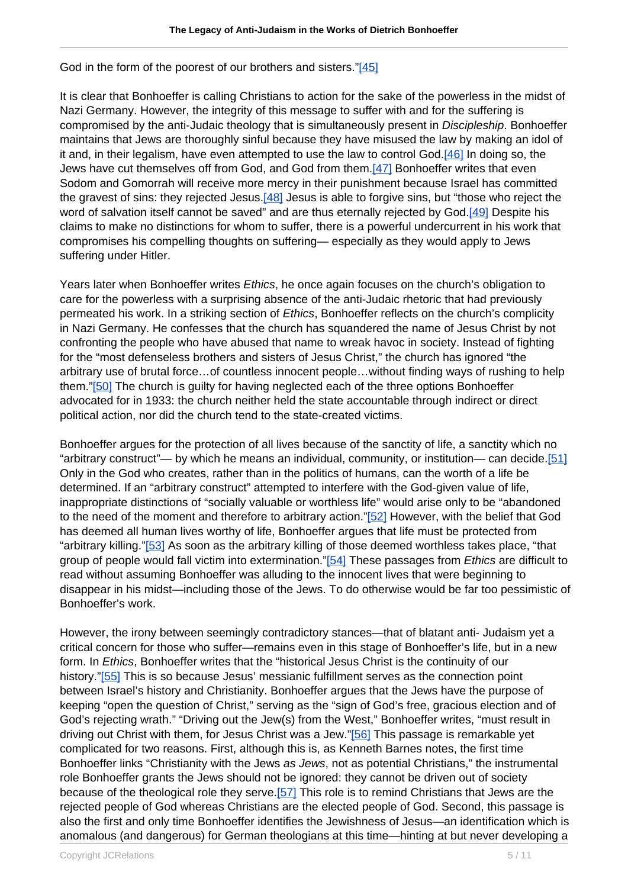God in the form of the poorest of our brothers and sisters."[45]

It is clear that Bonhoeffer is calling Christians to action for the sake of the powerless in the midst of Nazi Germany. However, the integrity of this message to suffer with and for the suffering is compromised by the anti-Judaic theology that is simultaneously present in *Discipleship*. Bonhoeffer maintains that Jews are thoroughly sinful because they have misused the law by making an idol of it and, in their legalism, have even attempted to use the law to control God.[46] In doing so, the Jews have cut themselves off from God, and God from them.[47] Bonhoeffer writes that even Sodom and Gomorrah will receive more mercy in their punishment because Israel has committed the gravest of sins: they rejected Jesus.[48] Jesus is able to forgive sins, but "those who reject the word of salvation itself cannot be saved" and are thus eternally rejected by God.[49] Despite his claims to make no distinctions for whom to suffer, there is a powerful undercurrent in his work that compromises his compelling thoughts on suffering— especially as they would apply to Jews suffering under Hitler.

Years later when Bonhoeffer writes *Ethics*, he once again focuses on the church's obligation to care for the powerless with a surprising absence of the anti-Judaic rhetoric that had previously permeated his work. In a striking section of *Ethics*, Bonhoeffer reflects on the church's complicity in Nazi Germany. He confesses that the church has squandered the name of Jesus Christ by not confronting the people who have abused that name to wreak havoc in society. Instead of fighting for the "most defenseless brothers and sisters of Jesus Christ," the church has ignored "the arbitrary use of brutal force…of countless innocent people…without finding ways of rushing to help them."[50] The church is guilty for having neglected each of the three options Bonhoeffer advocated for in 1933: the church neither held the state accountable through indirect or direct political action, nor did the church tend to the state-created victims.

Bonhoeffer argues for the protection of all lives because of the sanctity of life, a sanctity which no "arbitrary construct"— by which he means an individual, community, or institution— can decide.[51] Only in the God who creates, rather than in the politics of humans, can the worth of a life be determined. If an "arbitrary construct" attempted to interfere with the God-given value of life, inappropriate distinctions of "socially valuable or worthless life" would arise only to be "abandoned to the need of the moment and therefore to arbitrary action."[52] However, with the belief that God has deemed all human lives worthy of life, Bonhoeffer argues that life must be protected from "arbitrary killing."[53] As soon as the arbitrary killing of those deemed worthless takes place, "that group of people would fall victim into extermination."[54] These passages from *Ethics* are difficult to read without assuming Bonhoeffer was alluding to the innocent lives that were beginning to disappear in his midst—including those of the Jews. To do otherwise would be far too pessimistic of Bonhoeffer's work.

However, the irony between seemingly contradictory stances—that of blatant anti- Judaism yet a critical concern for those who suffer—remains even in this stage of Bonhoeffer's life, but in a new form. In *Ethics*, Bonhoeffer writes that the "historical Jesus Christ is the continuity of our history."[55] This is so because Jesus' messianic fulfillment serves as the connection point between Israel's history and Christianity. Bonhoeffer argues that the Jews have the purpose of keeping "open the question of Christ," serving as the "sign of God's free, gracious election and of God's rejecting wrath." "Driving out the Jew(s) from the West," Bonhoeffer writes, "must result in driving out Christ with them, for Jesus Christ was a Jew."[56] This passage is remarkable yet complicated for two reasons. First, although this is, as Kenneth Barnes notes, the first time Bonhoeffer links "Christianity with the Jews *as Jews*, not as potential Christians," the instrumental role Bonhoeffer grants the Jews should not be ignored: they cannot be driven out of society because of the theological role they serve.[57] This role is to remind Christians that Jews are the rejected people of God whereas Christians are the elected people of God. Second, this passage is also the first and only time Bonhoeffer identifies the Jewishness of Jesus—an identification which is anomalous (and dangerous) for German theologians at this time—hinting at but never developing a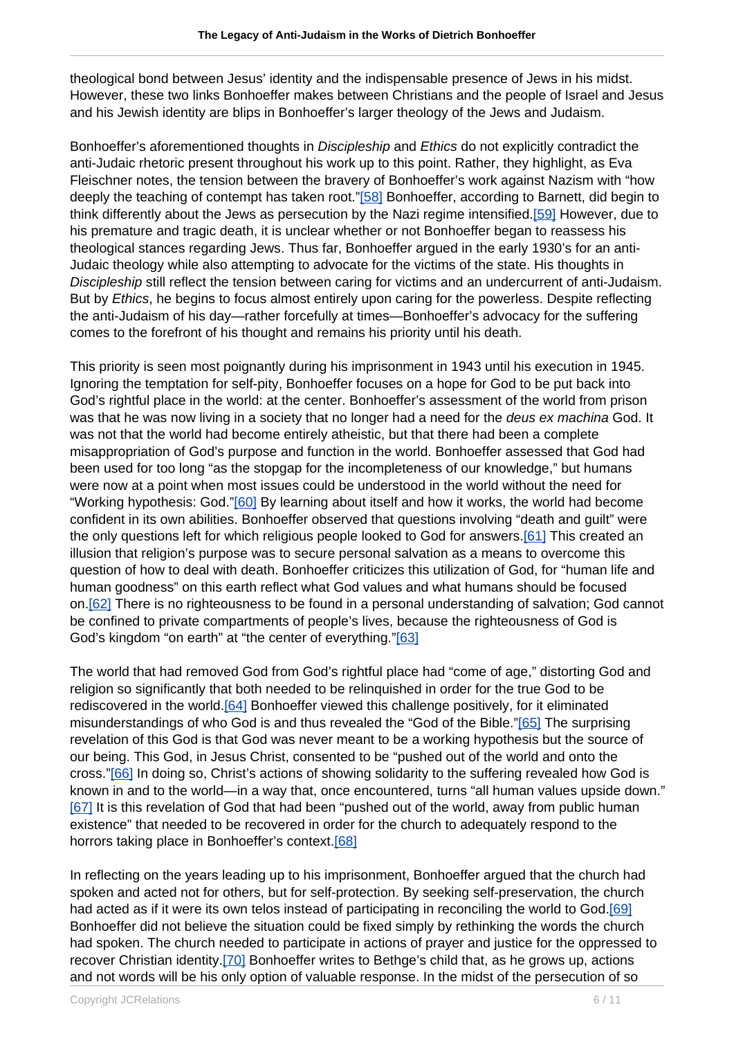theological bond between Jesus' identity and the indispensable presence of Jews in his midst. However, these two links Bonhoeffer makes between Christians and the people of Israel and Jesus and his Jewish identity are blips in Bonhoeffer's larger theology of the Jews and Judaism.

Bonhoeffer's aforementioned thoughts in *Discipleship* and *Ethics* do not explicitly contradict the anti-Judaic rhetoric present throughout his work up to this point. Rather, they highlight, as Eva Fleischner notes, the tension between the bravery of Bonhoeffer's work against Nazism with "how deeply the teaching of contempt has taken root."[58] Bonhoeffer, according to Barnett, did begin to think differently about the Jews as persecution by the Nazi regime intensified.[59] However, due to his premature and tragic death, it is unclear whether or not Bonhoeffer began to reassess his theological stances regarding Jews. Thus far, Bonhoeffer argued in the early 1930's for an anti-Judaic theology while also attempting to advocate for the victims of the state. His thoughts in *Discipleship* still reflect the tension between caring for victims and an undercurrent of anti-Judaism. But by *Ethics*, he begins to focus almost entirely upon caring for the powerless. Despite reflecting the anti-Judaism of his day—rather forcefully at times—Bonhoeffer's advocacy for the suffering comes to the forefront of his thought and remains his priority until his death.

This priority is seen most poignantly during his imprisonment in 1943 until his execution in 1945. Ignoring the temptation for self-pity, Bonhoeffer focuses on a hope for God to be put back into God's rightful place in the world: at the center. Bonhoeffer's assessment of the world from prison was that he was now living in a society that no longer had a need for the *deus ex machina* God. It was not that the world had become entirely atheistic, but that there had been a complete misappropriation of God's purpose and function in the world. Bonhoeffer assessed that God had been used for too long "as the stopgap for the incompleteness of our knowledge," but humans were now at a point when most issues could be understood in the world without the need for "Working hypothesis: God."[60] By learning about itself and how it works, the world had become confident in its own abilities. Bonhoeffer observed that questions involving "death and guilt" were the only questions left for which religious people looked to God for answers.[61] This created an illusion that religion's purpose was to secure personal salvation as a means to overcome this question of how to deal with death. Bonhoeffer criticizes this utilization of God, for "human life and human goodness" on this earth reflect what God values and what humans should be focused on.[62] There is no righteousness to be found in a personal understanding of salvation; God cannot be confined to private compartments of people's lives, because the righteousness of God is God's kingdom "on earth" at "the center of everything."[63]

The world that had removed God from God's rightful place had "come of age," distorting God and religion so significantly that both needed to be relinquished in order for the true God to be rediscovered in the world.[64] Bonhoeffer viewed this challenge positively, for it eliminated misunderstandings of who God is and thus revealed the "God of the Bible."[65] The surprising revelation of this God is that God was never meant to be a working hypothesis but the source of our being. This God, in Jesus Christ, consented to be "pushed out of the world and onto the cross."[66] In doing so, Christ's actions of showing solidarity to the suffering revealed how God is known in and to the world—in a way that, once encountered, turns "all human values upside down." [67] It is this revelation of God that had been "pushed out of the world, away from public human existence" that needed to be recovered in order for the church to adequately respond to the horrors taking place in Bonhoeffer's context.[68]

In reflecting on the years leading up to his imprisonment, Bonhoeffer argued that the church had spoken and acted not for others, but for self-protection. By seeking self-preservation, the church had acted as if it were its own telos instead of participating in reconciling the world to God.[69] Bonhoeffer did not believe the situation could be fixed simply by rethinking the words the church had spoken. The church needed to participate in actions of prayer and justice for the oppressed to recover Christian identity.[70] Bonhoeffer writes to Bethge's child that, as he grows up, actions and not words will be his only option of valuable response. In the midst of the persecution of so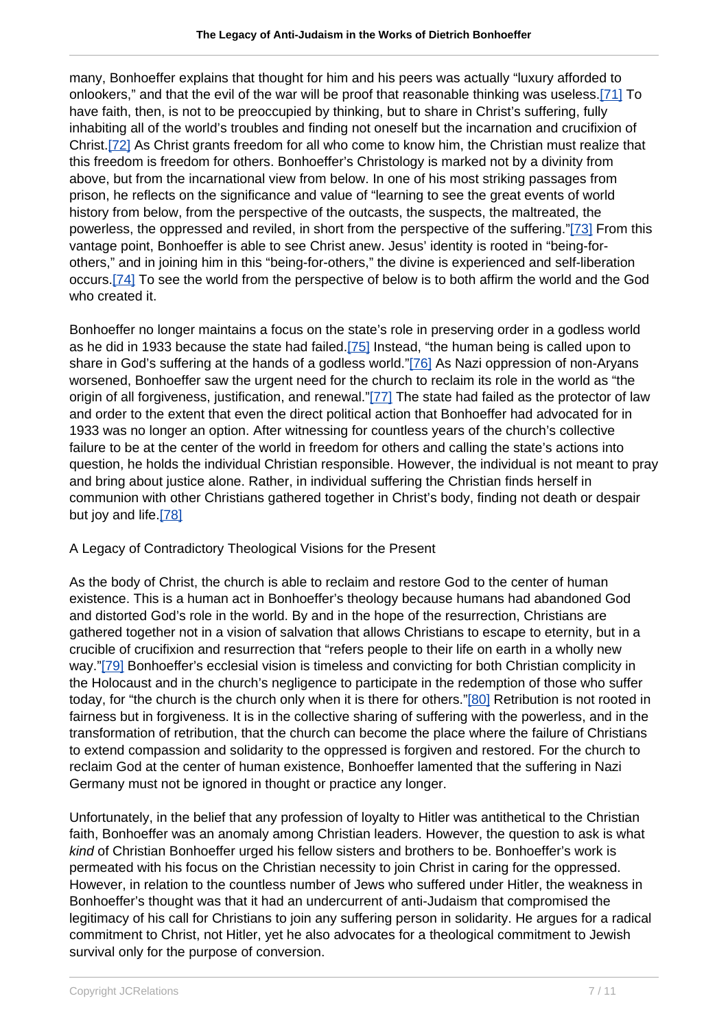many, Bonhoeffer explains that thought for him and his peers was actually "luxury afforded to onlookers," and that the evil of the war will be proof that reasonable thinking was useless.[71] To have faith, then, is not to be preoccupied by thinking, but to share in Christ's suffering, fully inhabiting all of the world's troubles and finding not oneself but the incarnation and crucifixion of Christ.[72] As Christ grants freedom for all who come to know him, the Christian must realize that this freedom is freedom for others. Bonhoeffer's Christology is marked not by a divinity from above, but from the incarnational view from below. In one of his most striking passages from prison, he reflects on the significance and value of "learning to see the great events of world history from below, from the perspective of the outcasts, the suspects, the maltreated, the powerless, the oppressed and reviled, in short from the perspective of the suffering."[73] From this vantage point, Bonhoeffer is able to see Christ anew. Jesus' identity is rooted in "being-for-others," and in joining him in this "being-for-others," the divine is experienced and self-liberation occurs.[74] To see the world from the perspective of below is to both affirm the world and the God who created it.

Bonhoeffer no longer maintains a focus on the state's role in preserving order in a godless world as he did in 1933 because the state had failed.[75] Instead, "the human being is called upon to share in God's suffering at the hands of a godless world."[76] As Nazi oppression of non-Aryans worsened, Bonhoeffer saw the urgent need for the church to reclaim its role in the world as "the origin of all forgiveness, justification, and renewal."[77] The state had failed as the protector of law and order to the extent that even the direct political action that Bonhoeffer had advocated for in 1933 was no longer an option. After witnessing for countless years of the church's collective failure to be at the center of the world in freedom for others and calling the state's actions into question, he holds the individual Christian responsible. However, the individual is not meant to pray and bring about justice alone. Rather, in individual suffering the Christian finds herself in communion with other Christians gathered together in Christ's body, finding not death or despair but joy and life.[78]

## A Legacy of Contradictory Theological Visions for the Present

As the body of Christ, the church is able to reclaim and restore God to the center of human existence. This is a human act in Bonhoeffer's theology because humans had abandoned God and distorted God's role in the world. By and in the hope of the resurrection, Christians are gathered together not in a vision of salvation that allows Christians to escape to eternity, but in a crucible of crucifixion and resurrection that "refers people to their life on earth in a wholly new way."[79] Bonhoeffer's ecclesial vision is timeless and convicting for both Christian complicity in the Holocaust and in the church's negligence to participate in the redemption of those who suffer today, for "the church is the church only when it is there for others."[80] Retribution is not rooted in fairness but in forgiveness. It is in the collective sharing of suffering with the powerless, and in the transformation of retribution, that the church can become the place where the failure of Christians to extend compassion and solidarity to the oppressed is forgiven and restored. For the church to reclaim God at the center of human existence, Bonhoeffer lamented that the suffering in Nazi Germany must not be ignored in thought or practice any longer.

Unfortunately, in the belief that any profession of loyalty to Hitler was antithetical to the Christian faith, Bonhoeffer was an anomaly among Christian leaders. However, the question to ask is what *kind* of Christian Bonhoeffer urged his fellow sisters and brothers to be. Bonhoeffer's work is permeated with his focus on the Christian necessity to join Christ in caring for the oppressed. However, in relation to the countless number of Jews who suffered under Hitler, the weakness in Bonhoeffer's thought was that it had an undercurrent of anti-Judaism that compromised the legitimacy of his call for Christians to join any suffering person in solidarity. He argues for a radical commitment to Christ, not Hitler, yet he also advocates for a theological commitment to Jewish survival only for the purpose of conversion.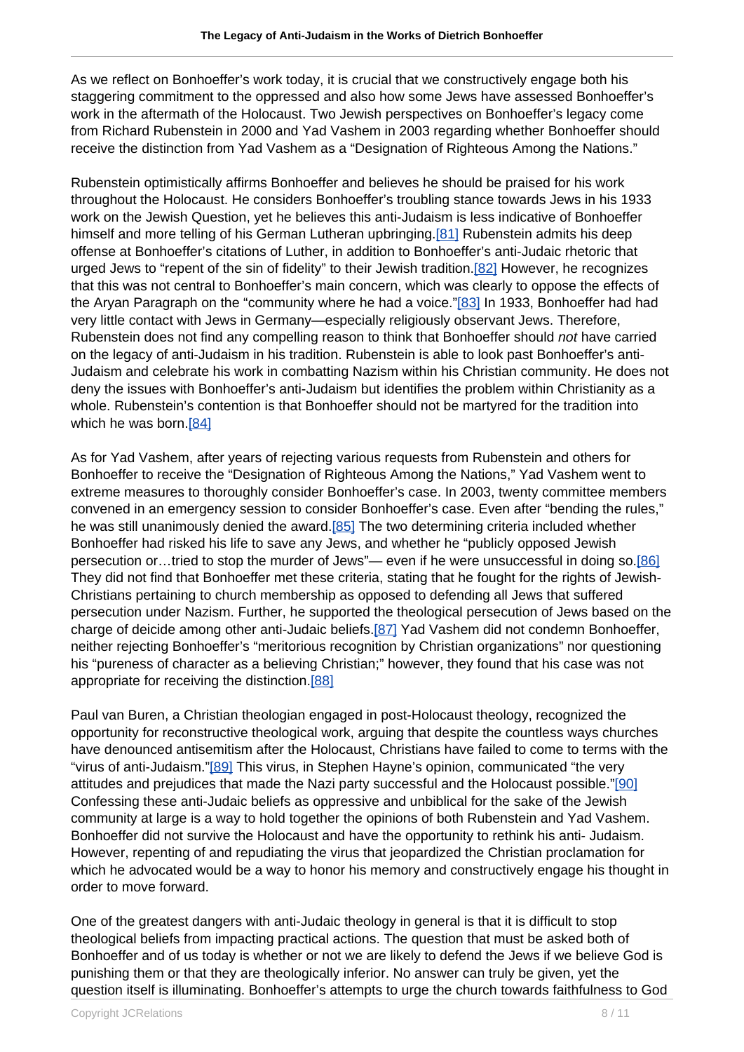As we reflect on Bonhoeffer's work today, it is crucial that we constructively engage both his staggering commitment to the oppressed and also how some Jews have assessed Bonhoeffer's work in the aftermath of the Holocaust. Two Jewish perspectives on Bonhoeffer's legacy come from Richard Rubenstein in 2000 and Yad Vashem in 2003 regarding whether Bonhoeffer should receive the distinction from Yad Vashem as a "Designation of Righteous Among the Nations."

Rubenstein optimistically affirms Bonhoeffer and believes he should be praised for his work throughout the Holocaust. He considers Bonhoeffer's troubling stance towards Jews in his 1933 work on the Jewish Question, yet he believes this anti-Judaism is less indicative of Bonhoeffer himself and more telling of his German Lutheran upbringing.[81] Rubenstein admits his deep offense at Bonhoeffer's citations of Luther, in addition to Bonhoeffer's anti-Judaic rhetoric that urged Jews to "repent of the sin of fidelity" to their Jewish tradition.[82] However, he recognizes that this was not central to Bonhoeffer's main concern, which was clearly to oppose the effects of the Aryan Paragraph on the "community where he had a voice."[83] In 1933, Bonhoeffer had had very little contact with Jews in Germany—especially religiously observant Jews. Therefore, Rubenstein does not find any compelling reason to think that Bonhoeffer should *not* have carried on the legacy of anti-Judaism in his tradition. Rubenstein is able to look past Bonhoeffer's anti-Judaism and celebrate his work in combatting Nazism within his Christian community. He does not deny the issues with Bonhoeffer's anti-Judaism but identifies the problem within Christianity as a whole. Rubenstein's contention is that Bonhoeffer should not be martyred for the tradition into which he was born.[84]

As for Yad Vashem, after years of rejecting various requests from Rubenstein and others for Bonhoeffer to receive the "Designation of Righteous Among the Nations," Yad Vashem went to extreme measures to thoroughly consider Bonhoeffer's case. In 2003, twenty committee members convened in an emergency session to consider Bonhoeffer's case. Even after "bending the rules," he was still unanimously denied the award.[85] The two determining criteria included whether Bonhoeffer had risked his life to save any Jews, and whether he "publicly opposed Jewish persecution or…tried to stop the murder of Jews"— even if he were unsuccessful in doing so.[86] They did not find that Bonhoeffer met these criteria, stating that he fought for the rights of Jewish-Christians pertaining to church membership as opposed to defending all Jews that suffered persecution under Nazism. Further, he supported the theological persecution of Jews based on the charge of deicide among other anti-Judaic beliefs.[87] Yad Vashem did not condemn Bonhoeffer, neither rejecting Bonhoeffer's "meritorious recognition by Christian organizations" nor questioning his "pureness of character as a believing Christian;" however, they found that his case was not appropriate for receiving the distinction.[88]

Paul van Buren, a Christian theologian engaged in post-Holocaust theology, recognized the opportunity for reconstructive theological work, arguing that despite the countless ways churches have denounced antisemitism after the Holocaust, Christians have failed to come to terms with the "virus of anti-Judaism."[89] This virus, in Stephen Hayne's opinion, communicated "the very attitudes and prejudices that made the Nazi party successful and the Holocaust possible."[90] Confessing these anti-Judaic beliefs as oppressive and unbiblical for the sake of the Jewish community at large is a way to hold together the opinions of both Rubenstein and Yad Vashem. Bonhoeffer did not survive the Holocaust and have the opportunity to rethink his anti- Judaism. However, repenting of and repudiating the virus that jeopardized the Christian proclamation for which he advocated would be a way to honor his memory and constructively engage his thought in order to move forward.

One of the greatest dangers with anti-Judaic theology in general is that it is difficult to stop theological beliefs from impacting practical actions. The question that must be asked both of Bonhoeffer and of us today is whether or not we are likely to defend the Jews if we believe God is punishing them or that they are theologically inferior. No answer can truly be given, yet the question itself is illuminating. Bonhoeffer's attempts to urge the church towards faithfulness to God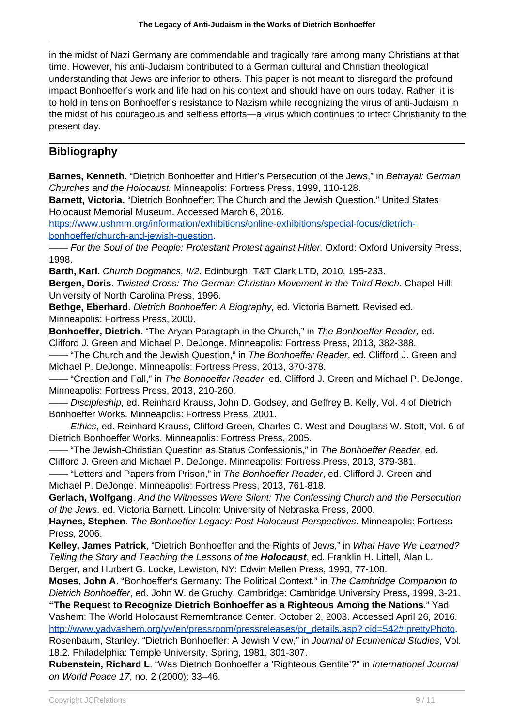in the midst of Nazi Germany are commendable and tragically rare among many Christians at that time. However, his anti-Judaism contributed to a German cultural and Christian theological understanding that Jews are inferior to others. This paper is not meant to disregard the profound impact Bonhoeffer's work and life had on his context and should have on ours today. Rather, it is to hold in tension Bonhoeffer's resistance to Nazism while recognizing the virus of anti-Judaism in the midst of his courageous and selfless efforts—a virus which continues to infect Christianity to the present day.

## Bibliography

**Barnes, Kenneth**. "Dietrich Bonhoeffer and Hitler's Persecution of the Jews," in *Betrayal: German Churches and the Holocaust.* Minneapolis: Fortress Press, 1999, 110-128.

**Barnett, Victoria.** "Dietrich Bonhoeffer: The Church and the Jewish Question." United States Holocaust Memorial Museum. Accessed March 6, 2016. [https://www.ushmm.org/information/exhibitions/online-exhibitions/special-focus/dietrich-bonhoeffer/church-and-jewish-question](https://www.ushmm.org/information/exhibitions/online-exhibitions/special-focus/dietrich-bonhoeffer/church-and-jewish-question).

—— *For the Soul of the People: Protestant Protest against Hitler.* Oxford: Oxford University Press, 1998.

**Barth, Karl.** *Church Dogmatics, II/2.* Edinburgh: T&T Clark LTD, 2010, 195-233.

**Bergen, Doris**. *Twisted Cross: The German Christian Movement in the Third Reich.* Chapel Hill: University of North Carolina Press, 1996.

**Bethge, Eberhard**. *Dietrich Bonhoeffer: A Biography,* ed. Victoria Barnett. Revised ed. Minneapolis: Fortress Press, 2000.

**Bonhoeffer, Dietrich**. "The Aryan Paragraph in the Church," in *The Bonhoeffer Reader,* ed. Clifford J. Green and Michael P. DeJonge. Minneapolis: Fortress Press, 2013, 382-388.

—— "The Church and the Jewish Question," in *The Bonhoeffer Reader*, ed. Clifford J. Green and Michael P. DeJonge. Minneapolis: Fortress Press, 2013, 370-378.

—— "Creation and Fall," in *The Bonhoeffer Reader*, ed. Clifford J. Green and Michael P. DeJonge. Minneapolis: Fortress Press, 2013, 210-260.

—— *Discipleship*, ed. Reinhard Krauss, John D. Godsey, and Geffrey B. Kelly, Vol. 4 of Dietrich Bonhoeffer Works. Minneapolis: Fortress Press, 2001.

—— *Ethics*, ed. Reinhard Krauss, Clifford Green, Charles C. West and Douglass W. Stott, Vol. 6 of Dietrich Bonhoeffer Works. Minneapolis: Fortress Press, 2005.

—— "The Jewish-Christian Question as Status Confessionis," in *The Bonhoeffer Reader*, ed. Clifford J. Green and Michael P. DeJonge. Minneapolis: Fortress Press, 2013, 379-381.

—— "Letters and Papers from Prison," in *The Bonhoeffer Reader*, ed. Clifford J. Green and Michael P. DeJonge. Minneapolis: Fortress Press, 2013, 761-818.

**Gerlach, Wolfgang**. *And the Witnesses Were Silent: The Confessing Church and the Persecution of the Jews*. ed. Victoria Barnett. Lincoln: University of Nebraska Press, 2000.

**Haynes, Stephen.** *The Bonhoeffer Legacy: Post-Holocaust Perspectives*. Minneapolis: Fortress Press, 2006.

**Kelley, James Patrick**, "Dietrich Bonhoeffer and the Rights of Jews," in *What Have We Learned? Telling the Story and Teaching the Lessons of the **Holocaust***, ed. Franklin H. Littell, Alan L. Berger, and Hurbert G. Locke, Lewiston, NY: Edwin Mellen Press, 1993, 77-108.

**Moses, John A**. "Bonhoeffer's Germany: The Political Context," in *The Cambridge Companion to Dietrich Bonhoeffer*, ed. John W. de Gruchy. Cambridge: Cambridge University Press, 1999, 3-21.

**"The Request to Recognize Dietrich Bonhoeffer as a Righteous Among the Nations."** Yad Vashem: The World Holocaust Remembrance Center. October 2, 2003. Accessed April 26, 2016. [http://www.yadvashem.org/yv/en/pressroom/pressreleases/pr_details.asp? cid=542#!prettyPhoto](http://www.yadvashem.org/yv/en/pressroom/pressreleases/pr_details.asp?cid=542#!prettyPhoto).

Rosenbaum, Stanley. "Dietrich Bonhoeffer: A Jewish View," in *Journal of Ecumenical Studies*, Vol. 18.2. Philadelphia: Temple University, Spring, 1981, 301-307.

**Rubenstein, Richard L**. "Was Dietrich Bonhoeffer a 'Righteous Gentile'?" in *International Journal on World Peace 17*, no. 2 (2000): 33–46.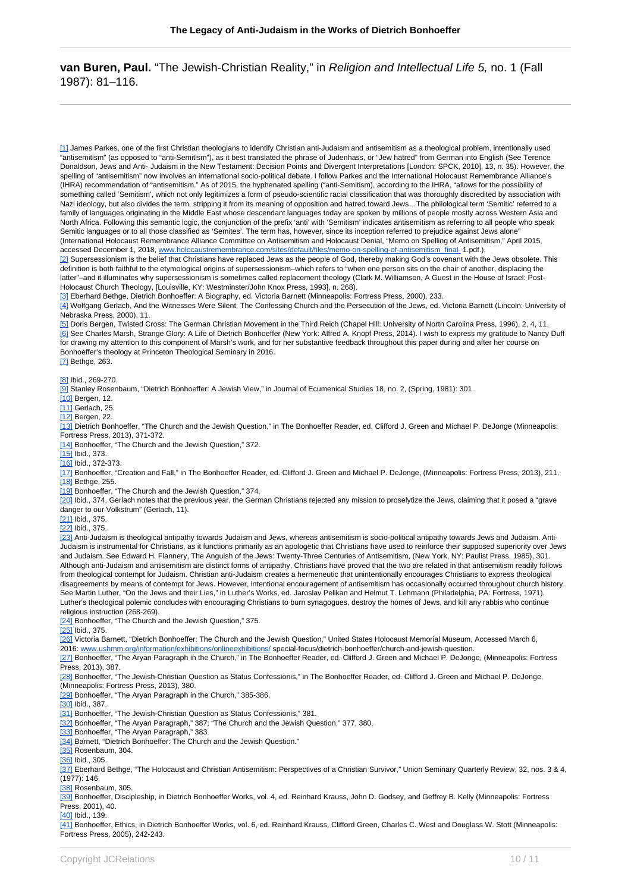**van Buren, Paul.** "The Jewish-Christian Reality," in *Religion and Intellectual Life 5,* no. 1 (Fall 1987): 81–116.

---

[1] James Parkes, one of the first Christian theologians to identify Christian anti-Judaism and antisemitism as a theological problem, intentionally used "antisemitism" (as opposed to "anti-Semitism"), as it best translated the phrase of Judenhass, or "Jew hatred" from German into English (See Terence Donaldson, Jews and Anti- Judaism in the New Testament: Decision Points and Divergent Interpretations [London: SPCK, 2010], 13, n. 35). However, the spelling of "antisemitism" now involves an international socio-political debate. I follow Parkes and the International Holocaust Remembrance Alliance's (IHRA) recommendation of "antisemitism." As of 2015, the hyphenated spelling ("anti-Semitism), according to the IHRA, "allows for the possibility of something called 'Semitism', which not only legitimizes a form of pseudo-scientific racial classification that was thoroughly discredited by association with Nazi ideology, but also divides the term, stripping it from its meaning of opposition and hatred toward Jews…The philological term 'Semitic' referred to a family of languages originating in the Middle East whose descendant languages today are spoken by millions of people mostly across Western Asia and North Africa. Following this semantic logic, the conjunction of the prefix 'anti' with 'Semitism' indicates antisemitism as referring to all people who speak Semitic languages or to all those classified as 'Semites'. The term has, however, since its inception referred to prejudice against Jews alone" (International Holocaust Remembrance Alliance Committee on Antisemitism and Holocaust Denial, "Memo on Spelling of Antisemitism," April 2015, accessed December 1, 2018, www.holocaustremembrance.com/sites/default/files/memo-on-spelling-of-antisemitism_final- 1.pdf.).

[2] Supersessionism is the belief that Christians have replaced Jews as the people of God, thereby making God's covenant with the Jews obsolete. This definition is both faithful to the etymological origins of supersessionism–which refers to "when one person sits on the chair of another, displacing the latter"–and it illuminates why supersessionism is sometimes called replacement theology (Clark M. Williamson, A Guest in the House of Israel: Post-Holocaust Church Theology, [Louisville, KY: Westminster/John Knox Press, 1993], n. 268).

[3] Eberhard Bethge, Dietrich Bonhoeffer: A Biography, ed. Victoria Barnett (Minneapolis: Fortress Press, 2000), 233.

[4] Wolfgang Gerlach, And the Witnesses Were Silent: The Confessing Church and the Persecution of the Jews, ed. Victoria Barnett (Lincoln: University of Nebraska Press, 2000), 11.

[5] Doris Bergen, Twisted Cross: The German Christian Movement in the Third Reich (Chapel Hill: University of North Carolina Press, 1996), 2, 4, 11.

[6] See Charles Marsh, Strange Glory: A Life of Dietrich Bonhoeffer (New York: Alfred A. Knopf Press, 2014). I wish to express my gratitude to Nancy Duff for drawing my attention to this component of Marsh's work, and for her substantive feedback throughout this paper during and after her course on Bonhoeffer's theology at Princeton Theological Seminary in 2016.

[7] Bethge, 263.

[8] Ibid., 269-270.

[9] Stanley Rosenbaum, "Dietrich Bonhoeffer: A Jewish View," in Journal of Ecumenical Studies 18, no. 2, (Spring, 1981): 301.

[10] Bergen, 12.

[11] Gerlach, 25.

[12] Bergen, 22.

[13] Dietrich Bonhoeffer, "The Church and the Jewish Question," in The Bonhoeffer Reader, ed. Clifford J. Green and Michael P. DeJonge (Minneapolis: Fortress Press, 2013), 371-372.

[14] Bonhoeffer, "The Church and the Jewish Question," 372.

[15] Ibid., 373.

[16] Ibid., 372-373.

[17] Bonhoeffer, "Creation and Fall," in The Bonhoeffer Reader, ed. Clifford J. Green and Michael P. DeJonge, (Minneapolis: Fortress Press, 2013), 211.

[18] Bethge, 255.

[19] Bonhoeffer, "The Church and the Jewish Question," 374.

[20] Ibid., 374. Gerlach notes that the previous year, the German Christians rejected any mission to proselytize the Jews, claiming that it posed a "grave danger to our Volkstrum" (Gerlach, 11).

[21] Ibid., 375.

[22] Ibid., 375.

[23] Anti-Judaism is theological antipathy towards Judaism and Jews, whereas antisemitism is socio-political antipathy towards Jews and Judaism. Anti-Judaism is instrumental for Christians, as it functions primarily as an apologetic that Christians have used to reinforce their supposed superiority over Jews and Judaism. See Edward H. Flannery, The Anguish of the Jews: Twenty-Three Centuries of Antisemitism, (New York, NY: Paulist Press, 1985), 301. Although anti-Judaism and antisemitism are distinct forms of antipathy, Christians have proved that the two are related in that antisemitism readily follows from theological contempt for Judaism. Christian anti-Judaism creates a hermeneutic that unintentionally encourages Christians to express theological disagreements by means of contempt for Jews. However, intentional encouragement of antisemitism has occasionally occurred throughout church history. See Martin Luther, "On the Jews and their Lies," in Luther's Works, ed. Jaroslav Pelikan and Helmut T. Lehmann (Philadelphia, PA: Fortress, 1971). Luther's theological polemic concludes with encouraging Christians to burn synagogues, destroy the homes of Jews, and kill any rabbis who continue religious instruction (268-269).

[24] Bonhoeffer, "The Church and the Jewish Question," 375.

[25] Ibid., 375.

[26] Victoria Barnett, "Dietrich Bonhoeffer: The Church and the Jewish Question," United States Holocaust Memorial Museum, Accessed March 6, 2016: www.ushmm.org/information/exhibitions/onlineexhibitions/ special-focus/dietrich-bonhoeffer/church-and-jewish-question.

[27] Bonhoeffer, "The Aryan Paragraph in the Church," in The Bonhoeffer Reader, ed. Clifford J. Green and Michael P. DeJonge, (Minneapolis: Fortress Press, 2013), 387.

[28] Bonhoeffer, "The Jewish-Christian Question as Status Confessionis," in The Bonhoeffer Reader, ed. Clifford J. Green and Michael P. DeJonge, (Minneapolis: Fortress Press, 2013), 380.

[29] Bonhoeffer, "The Aryan Paragraph in the Church," 385-386.

[30] Ibid., 387.

[31] Bonhoeffer, "The Jewish-Christian Question as Status Confessionis," 381.

[32] Bonhoeffer, "The Aryan Paragraph," 387; "The Church and the Jewish Question," 377, 380.

[33] Bonhoeffer, "The Aryan Paragraph," 383.

[34] Barnett, "Dietrich Bonhoeffer: The Church and the Jewish Question."

[35] Rosenbaum, 304.

[36] Ibid., 305.

[37] Eberhard Bethge, "The Holocaust and Christian Antisemitism: Perspectives of a Christian Survivor," Union Seminary Quarterly Review, 32, nos. 3 & 4, (1977): 146.

[38] Rosenbaum, 305.

[39] Bonhoeffer, Discipleship, in Dietrich Bonhoeffer Works, vol. 4, ed. Reinhard Krauss, John D. Godsey, and Geffrey B. Kelly (Minneapolis: Fortress Press, 2001), 40.

[40] Ibid., 139.

[41] Bonhoeffer, Ethics, in Dietrich Bonhoeffer Works, vol. 6, ed. Reinhard Krauss, Clifford Green, Charles C. West and Douglass W. Stott (Minneapolis: Fortress Press, 2005), 242-243.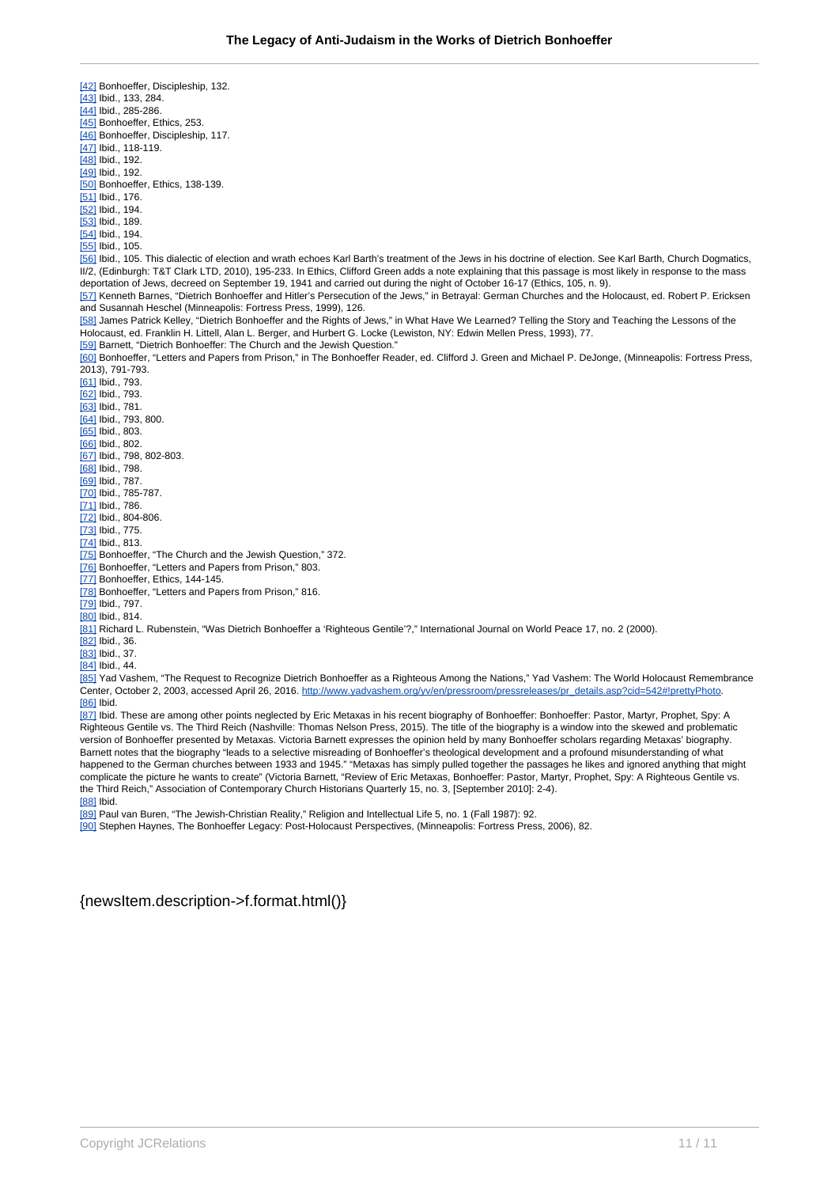[42] Bonhoeffer, Discipleship, 132.
[43] Ibid., 133, 284.
[44] Ibid., 285-286.
[45] Bonhoeffer, Ethics, 253.
[46] Bonhoeffer, Discipleship, 117.
[47] Ibid., 118-119.
[48] Ibid., 192.
[49] Ibid., 192.
[50] Bonhoeffer, Ethics, 138-139.
[51] Ibid., 176.
[52] Ibid., 194.
[53] Ibid., 189.
[54] Ibid., 194.
[55] Ibid., 105.
[56] Ibid., 105. This dialectic of election and wrath echoes Karl Barth's treatment of the Jews in his doctrine of election. See Karl Barth, Church Dogmatics, II/2, (Edinburgh: T&T Clark LTD, 2010), 195-233. In Ethics, Clifford Green adds a note explaining that this passage is most likely in response to the mass deportation of Jews, decreed on September 19, 1941 and carried out during the night of October 16-17 (Ethics, 105, n. 9).
[57] Kenneth Barnes, "Dietrich Bonhoeffer and Hitler's Persecution of the Jews," in Betrayal: German Churches and the Holocaust, ed. Robert P. Ericksen and Susannah Heschel (Minneapolis: Fortress Press, 1999), 126.
[58] James Patrick Kelley, "Dietrich Bonhoeffer and the Rights of Jews," in What Have We Learned? Telling the Story and Teaching the Lessons of the Holocaust, ed. Franklin H. Littell, Alan L. Berger, and Hurbert G. Locke (Lewiston, NY: Edwin Mellen Press, 1993), 77.
[59] Barnett, "Dietrich Bonhoeffer: The Church and the Jewish Question."
[60] Bonhoeffer, "Letters and Papers from Prison," in The Bonhoeffer Reader, ed. Clifford J. Green and Michael P. DeJonge, (Minneapolis: Fortress Press, 2013), 791-793.
[61] Ibid., 793.
[62] Ibid., 793.
[63] Ibid., 781.
[64] Ibid., 793, 800.
[65] Ibid., 803.
[66] Ibid., 802.
[67] Ibid., 798, 802-803.
[68] Ibid., 798.
[69] Ibid., 787.
[70] Ibid., 785-787.
[71] Ibid., 786.
[72] Ibid., 804-806.
[73] Ibid., 775.
[74] Ibid., 813.
[75] Bonhoeffer, "The Church and the Jewish Question," 372.
[76] Bonhoeffer, "Letters and Papers from Prison," 803.
[77] Bonhoeffer, Ethics, 144-145.
[78] Bonhoeffer, "Letters and Papers from Prison," 816.
[79] Ibid., 797.
[80] Ibid., 814.
[81] Richard L. Rubenstein, "Was Dietrich Bonhoeffer a 'Righteous Gentile'?," International Journal on World Peace 17, no. 2 (2000).
[82] Ibid., 36.
[83] Ibid., 37.
[84] Ibid., 44.
[85] Yad Vashem, "The Request to Recognize Dietrich Bonhoeffer as a Righteous Among the Nations," Yad Vashem: The World Holocaust Remembrance Center, October 2, 2003, accessed April 26, 2016. http://www.yadvashem.org/yv/en/pressroom/pressreleases/pr_details.asp?cid=542#!prettyPhoto.
[86] Ibid.
[87] Ibid. These are among other points neglected by Eric Metaxas in his recent biography of Bonhoeffer: Bonhoeffer: Pastor, Martyr, Prophet, Spy: A Righteous Gentile vs. The Third Reich (Nashville: Thomas Nelson Press, 2015). The title of the biography is a window into the skewed and problematic version of Bonhoeffer presented by Metaxas. Victoria Barnett expresses the opinion held by many Bonhoeffer scholars regarding Metaxas' biography. Barnett notes that the biography "leads to a selective misreading of Bonhoeffer's theological development and a profound misunderstanding of what happened to the German churches between 1933 and 1945." "Metaxas has simply pulled together the passages he likes and ignored anything that might complicate the picture he wants to create" (Victoria Barnett, "Review of Eric Metaxas, Bonhoeffer: Pastor, Martyr, Prophet, Spy: A Righteous Gentile vs. the Third Reich," Association of Contemporary Church Historians Quarterly 15, no. 3, [September 2010]: 2-4).
[88] Ibid.
[89] Paul van Buren, "The Jewish-Christian Reality," Religion and Intellectual Life 5, no. 1 (Fall 1987): 92.
[90] Stephen Haynes, The Bonhoeffer Legacy: Post-Holocaust Perspectives, (Minneapolis: Fortress Press, 2006), 82.

{newsItem.description->f.format.html()}